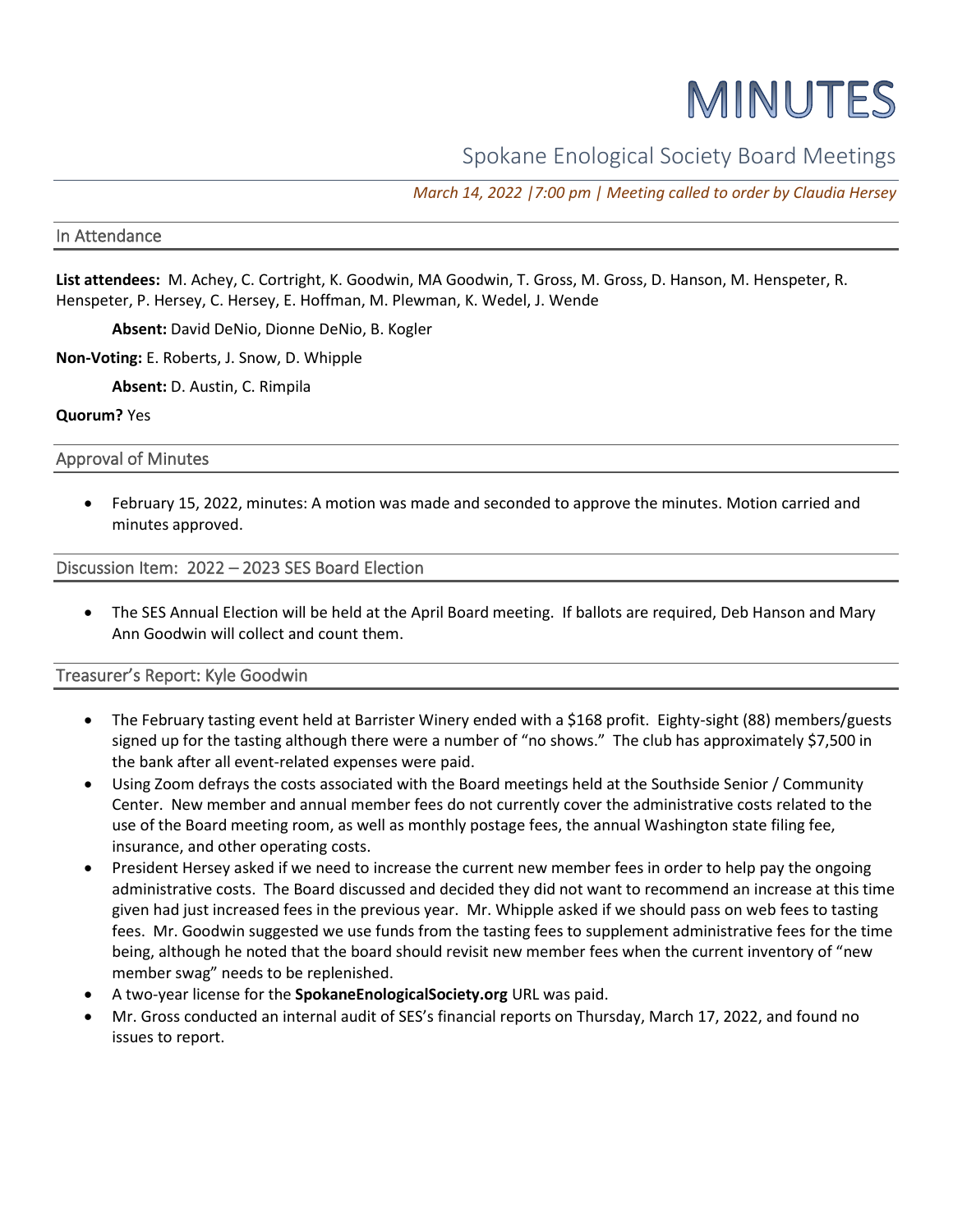# MINUTES

## Spokane Enological Society Board Meetings

*March 14, 2022 |7:00 pm | Meeting called to order by Claudia Hersey*

### In Attendance

**List attendees:** M. Achey, C. Cortright, K. Goodwin, MA Goodwin, T. Gross, M. Gross, D. Hanson, M. Henspeter, R. Henspeter, P. Hersey, C. Hersey, E. Hoffman, M. Plewman, K. Wedel, J. Wende

**Absent:** David DeNio, Dionne DeNio, B. Kogler

**Non-Voting:** E. Roberts, J. Snow, D. Whipple

**Absent:** D. Austin, C. Rimpila

**Quorum?** Yes

### Approval of Minutes

- February 15, 2022, minutes: A motion was made and seconded to approve the minutes. Motion carried and minutes approved.

### Discussion Item: 2022 – 2023 SES Board Election

- The SES Annual Election will be held at the April Board meeting. If ballots are required, Deb Hanson and Mary Ann Goodwin will collect and count them.

### Treasurer's Report: Kyle Goodwin

- The February tasting event held at Barrister Winery ended with a $168 profit. Eighty-sight (88) members/guests signed up for the tasting although there were a number of "no shows." The club has approximately $7,500 in the bank after all event-related expenses were paid.
- Using Zoom defrays the costs associated with the Board meetings held at the Southside Senior / Community Center. New member and annual member fees do not currently cover the administrative costs related to the use of the Board meeting room, as well as monthly postage fees, the annual Washington state filing fee, insurance, and other operating costs.
- President Hersey asked if we need to increase the current new member fees in order to help pay the ongoing administrative costs. The Board discussed and decided they did not want to recommend an increase at this time given had just increased fees in the previous year. Mr. Whipple asked if we should pass on web fees to tasting fees. Mr. Goodwin suggested we use funds from the tasting fees to supplement administrative fees for the time being, although he noted that the board should revisit new member fees when the current inventory of "new member swag" needs to be replenished.
- A two-year license for the **SpokaneEnologicalSociety.org** URL was paid.
- Mr. Gross conducted an internal audit of SES's financial reports on Thursday, March 17, 2022, and found no issues to report.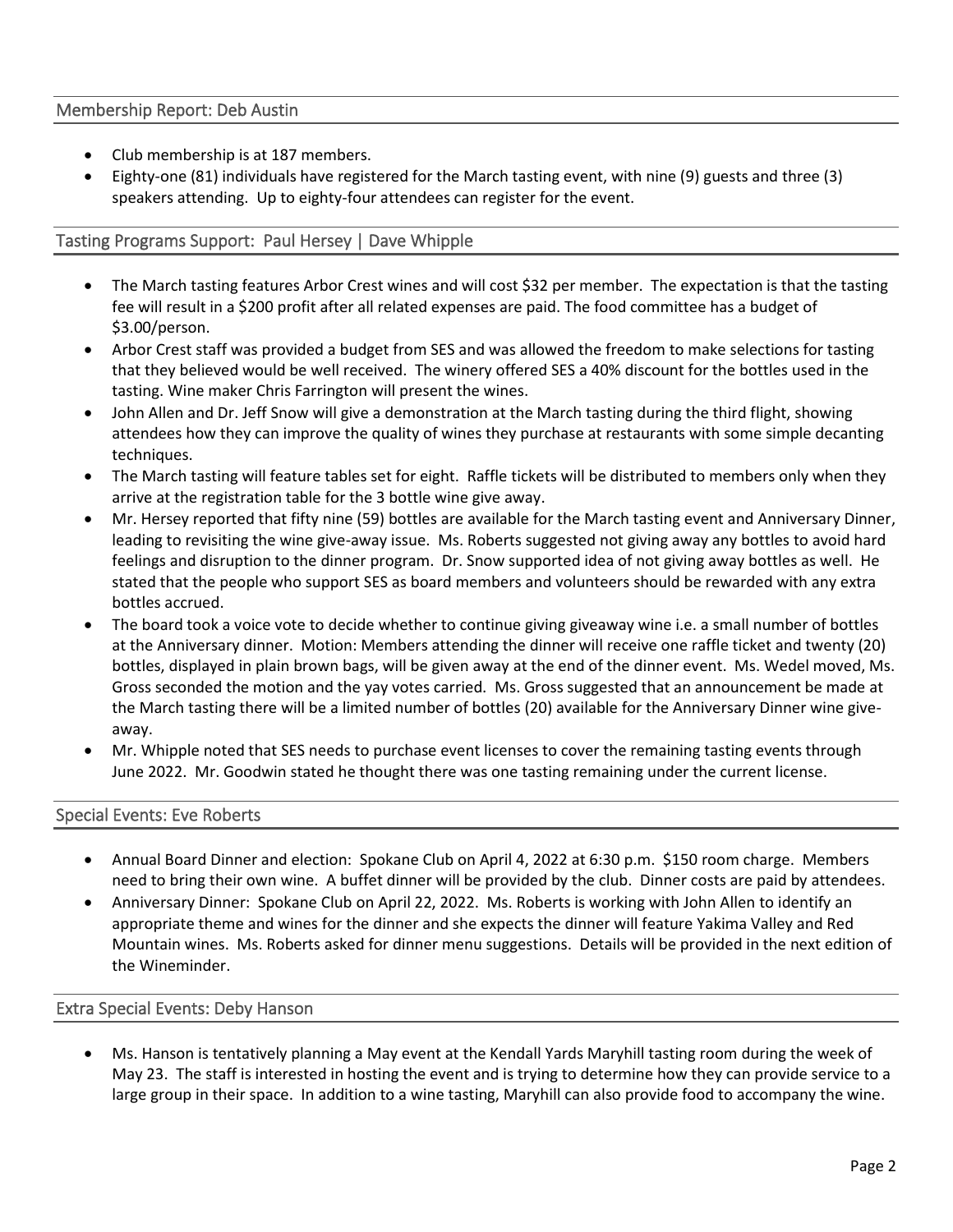## Membership Report: Deb Austin

- Club membership is at 187 members.
- Eighty-one (81) individuals have registered for the March tasting event, with nine (9) guests and three (3) speakers attending. Up to eighty-four attendees can register for the event.

## Tasting Programs Support: Paul Hersey | Dave Whipple

- The March tasting features Arbor Crest wines and will cost $32 per member. The expectation is that the tasting fee will result in a $200 profit after all related expenses are paid. The food committee has a budget of $3.00/person.
- Arbor Crest staff was provided a budget from SES and was allowed the freedom to make selections for tasting that they believed would be well received. The winery offered SES a 40% discount for the bottles used in the tasting. Wine maker Chris Farrington will present the wines.
- John Allen and Dr. Jeff Snow will give a demonstration at the March tasting during the third flight, showing attendees how they can improve the quality of wines they purchase at restaurants with some simple decanting techniques.
- The March tasting will feature tables set for eight. Raffle tickets will be distributed to members only when they arrive at the registration table for the 3 bottle wine give away.
- Mr. Hersey reported that fifty nine (59) bottles are available for the March tasting event and Anniversary Dinner, leading to revisiting the wine give-away issue. Ms. Roberts suggested not giving away any bottles to avoid hard feelings and disruption to the dinner program. Dr. Snow supported idea of not giving away bottles as well. He stated that the people who support SES as board members and volunteers should be rewarded with any extra bottles accrued.
- The board took a voice vote to decide whether to continue giving giveaway wine i.e. a small number of bottles at the Anniversary dinner. Motion: Members attending the dinner will receive one raffle ticket and twenty (20) bottles, displayed in plain brown bags, will be given away at the end of the dinner event. Ms. Wedel moved, Ms. Gross seconded the motion and the yay votes carried. Ms. Gross suggested that an announcement be made at the March tasting there will be a limited number of bottles (20) available for the Anniversary Dinner wine give-away.
- Mr. Whipple noted that SES needs to purchase event licenses to cover the remaining tasting events through June 2022. Mr. Goodwin stated he thought there was one tasting remaining under the current license.

## Special Events: Eve Roberts

- Annual Board Dinner and election: Spokane Club on April 4, 2022 at 6:30 p.m. $150 room charge. Members need to bring their own wine. A buffet dinner will be provided by the club. Dinner costs are paid by attendees.
- Anniversary Dinner: Spokane Club on April 22, 2022. Ms. Roberts is working with John Allen to identify an appropriate theme and wines for the dinner and she expects the dinner will feature Yakima Valley and Red Mountain wines. Ms. Roberts asked for dinner menu suggestions. Details will be provided in the next edition of the Wineminder.

## Extra Special Events: Deby Hanson

- Ms. Hanson is tentatively planning a May event at the Kendall Yards Maryhill tasting room during the week of May 23. The staff is interested in hosting the event and is trying to determine how they can provide service to a large group in their space. In addition to a wine tasting, Maryhill can also provide food to accompany the wine.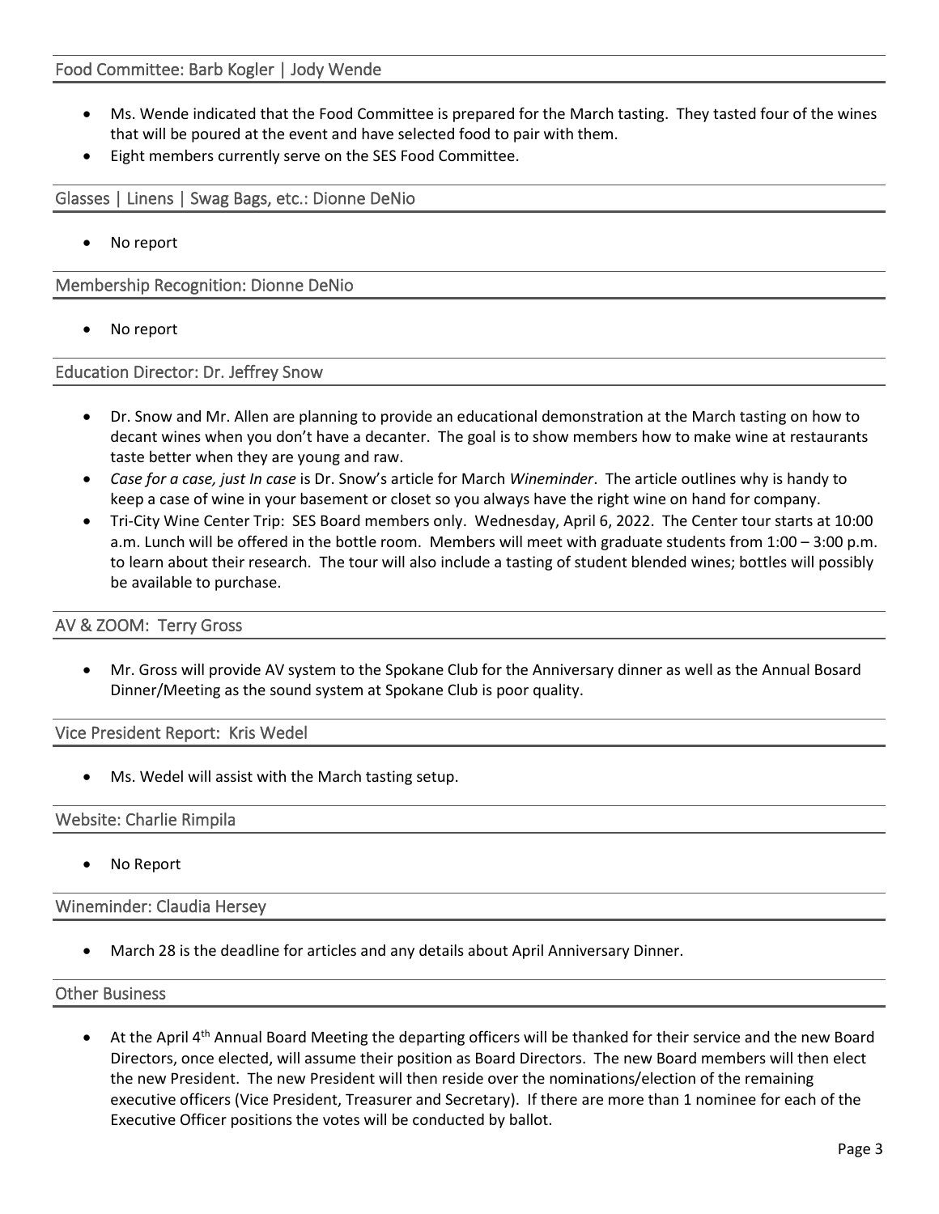## Food Committee: Barb Kogler | Jody Wende

- Ms. Wende indicated that the Food Committee is prepared for the March tasting. They tasted four of the wines that will be poured at the event and have selected food to pair with them.
- Eight members currently serve on the SES Food Committee.

## Glasses | Linens | Swag Bags, etc.: Dionne DeNio

- No report

## Membership Recognition: Dionne DeNio

- No report

## Education Director: Dr. Jeffrey Snow

- Dr. Snow and Mr. Allen are planning to provide an educational demonstration at the March tasting on how to decant wines when you don't have a decanter. The goal is to show members how to make wine at restaurants taste better when they are young and raw.
- *Case for a case, just In case* is Dr. Snow's article for March *Wineminder*. The article outlines why is handy to keep a case of wine in your basement or closet so you always have the right wine on hand for company.
- Tri-City Wine Center Trip: SES Board members only. Wednesday, April 6, 2022. The Center tour starts at 10:00 a.m. Lunch will be offered in the bottle room. Members will meet with graduate students from 1:00 – 3:00 p.m. to learn about their research. The tour will also include a tasting of student blended wines; bottles will possibly be available to purchase.

## AV & ZOOM: Terry Gross

- Mr. Gross will provide AV system to the Spokane Club for the Anniversary dinner as well as the Annual Bosard Dinner/Meeting as the sound system at Spokane Club is poor quality.

## Vice President Report: Kris Wedel

- Ms. Wedel will assist with the March tasting setup.

## Website: Charlie Rimpila

- No Report

## Wineminder: Claudia Hersey

- March 28 is the deadline for articles and any details about April Anniversary Dinner.

## Other Business

- At the April 4th Annual Board Meeting the departing officers will be thanked for their service and the new Board Directors, once elected, will assume their position as Board Directors. The new Board members will then elect the new President. The new President will then reside over the nominations/election of the remaining executive officers (Vice President, Treasurer and Secretary). If there are more than 1 nominee for each of the Executive Officer positions the votes will be conducted by ballot.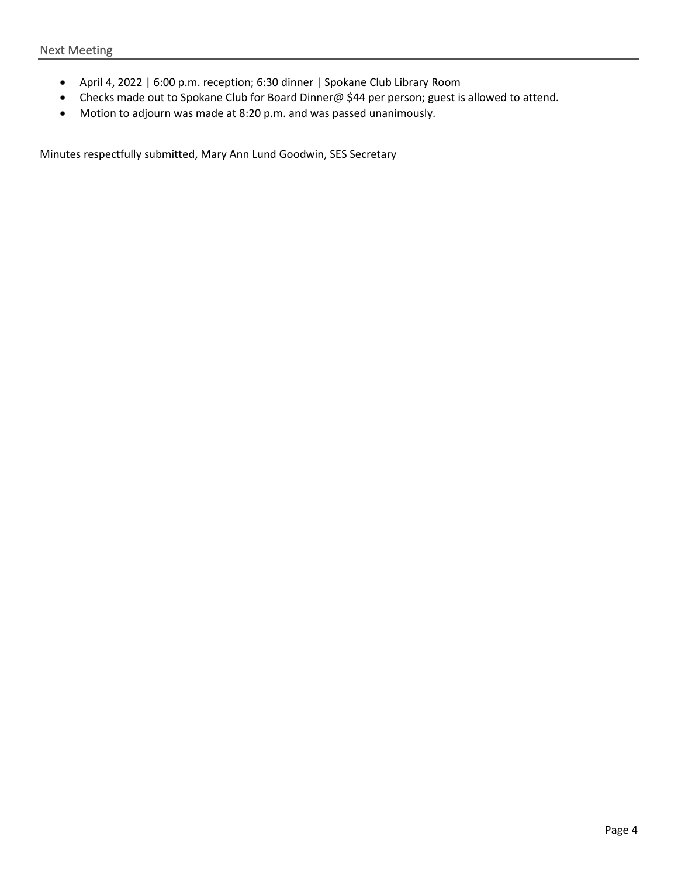## Next Meeting

- April 4, 2022 | 6:00 p.m. reception; 6:30 dinner | Spokane Club Library Room
- Checks made out to Spokane Club for Board Dinner@ $44 per person; guest is allowed to attend.
- Motion to adjourn was made at 8:20 p.m. and was passed unanimously.

Minutes respectfully submitted, Mary Ann Lund Goodwin, SES Secretary